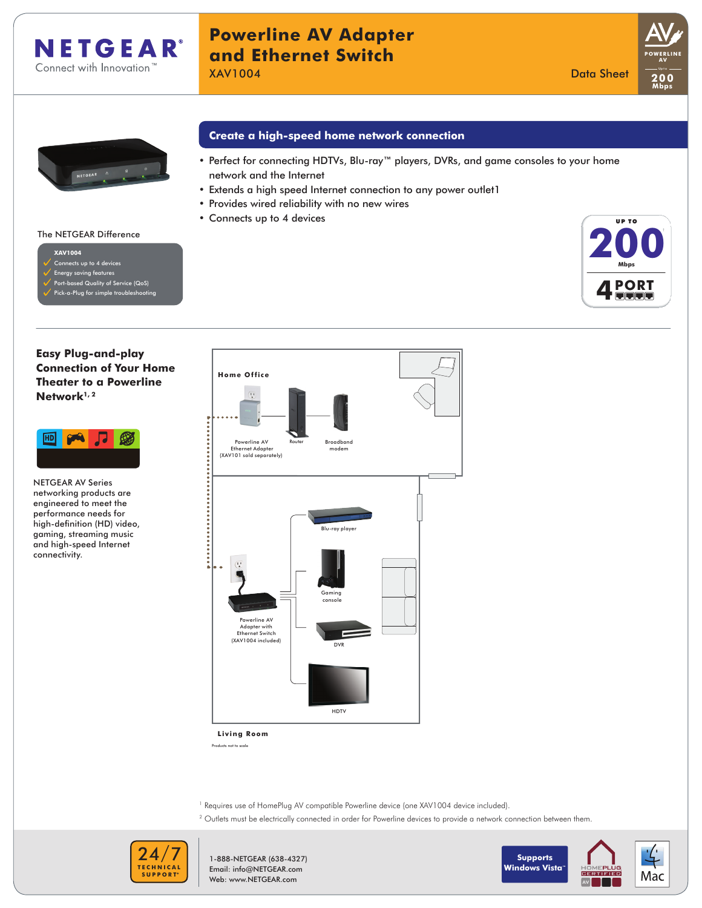NETGEAR
Connect with Innovation™

# Powerline AV Adapter and Ethernet Switch

XAV1004

Data Sheet

## Create a high-speed home network connection

- Perfect for connecting HDTVs, Blu-ray™ players, DVRs, and game consoles to your home network and the Internet
- Extends a high speed Internet connection to any power outlet1
- Provides wired reliability with no new wires
- Connects up to 4 devices

UP TO 200 Mbps

4 PORT

The NETGEAR Difference

**XAV1004**

- ✓ Connects up to 4 devices
- ✓ Energy saving features
- ✓ Port-based Quality of Service (QoS)
- ✓ Pick-a-Plug for simple troubleshooting

## Easy Plug-and-play Connection of Your Home Theater to a Powerline Network[1, 2]

NETGEAR AV Series networking products are engineered to meet the performance needs for high-definition (HD) video, gaming, streaming music and high-speed Internet connectivity.

Home Office

Powerline AV Ethernet Adapter (XAV101 sold separately)

Router

Broadband modem

Blu-ray player

Gaming console

Powerline AV Adapter with Ethernet Switch (XAV1004 included)

DVR

HDTV

Living Room

Products not to scale

[1] Requires use of HomePlug AV compatible Powerline device (one XAV1004 device included).

[2] Outlets must be electrically connected in order for Powerline devices to provide a network connection between them.

24/7 TECHNICAL SUPPORT*

1-888-NETGEAR (638-4327)
Email: info@NETGEAR.com
Web: www.NETGEAR.com

Supports Windows Vista™

HOMEPLUG CERTIFIED AV

Mac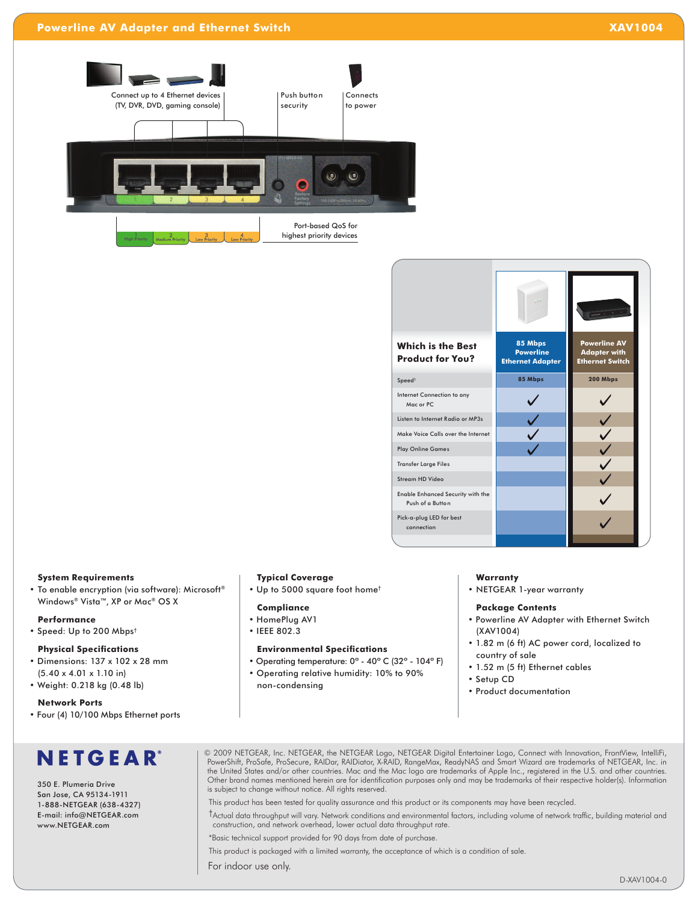## Powerline AV Adapter and Ethernet Switch — XAV1004

Connect up to 4 Ethernet devices (TV, DVR, DVD, gaming console)

Push button security

Connects to power

1 High Priority
2 Medium Priority
3 Low Priority
4 Low Priority

Port-based QoS for highest priority devices

| Which is the Best Product for You? | 85 Mbps Powerline Ethernet Adapter | Powerline AV Adapter with Ethernet Switch |
|---|---|---|
| Speed† | 85 Mbps | 200 Mbps |
| Internet Connection to any Mac or PC | ✓ | ✓ |
| Listen to Internet Radio or MP3s | ✓ | ✓ |
| Make Voice Calls over the Internet | ✓ | ✓ |
| Play Online Games | ✓ | ✓ |
| Transfer Large Files | | ✓ |
| Stream HD Video | | ✓ |
| Enable Enhanced Security with the Push of a Button | | ✓ |
| Pick-a-plug LED for best connection | | ✓ |

### System Requirements
- To enable encryption (via software): Microsoft® Windows® Vista™, XP or Mac® OS X

### Performance
- Speed: Up to 200 Mbps†

### Physical Specifications
- Dimensions: 137 x 102 x 28 mm (5.40 x 4.01 x 1.10 in)
- Weight: 0.218 kg (0.48 lb)

### Network Ports
- Four (4) 10/100 Mbps Ethernet ports

### Typical Coverage
- Up to 5000 square foot home†

### Compliance
- HomePlug AV1
- IEEE 802.3

### Environmental Specifications
- Operating temperature: 0° - 40° C (32° - 104° F)
- Operating relative humidity: 10% to 90% non-condensing

### Warranty
- NETGEAR 1-year warranty

### Package Contents
- Powerline AV Adapter with Ethernet Switch (XAV1004)
- 1.82 m (6 ft) AC power cord, localized to country of sale
- 1.52 m (5 ft) Ethernet cables
- Setup CD
- Product documentation

**NETGEAR®**

350 E. Plumeria Drive
San Jose, CA 95134-1911
1-888-NETGEAR (638-4327)
E-mail: info@NETGEAR.com
www.NETGEAR.com

© 2009 NETGEAR, Inc. NETGEAR, the NETGEAR Logo, NETGEAR Digital Entertainer Logo, Connect with Innovation, FrontView, IntelliFi, PowerShift, ProSafe, ProSecure, RAIDar, RAIDiator, X-RAID, RangeMax, ReadyNAS and Smart Wizard are trademarks of NETGEAR, Inc. in the United States and/or other countries. Mac and the Mac logo are trademarks of Apple Inc., registered in the U.S. and other countries. Other brand names mentioned herein are for identification purposes only and may be trademarks of their respective holder(s). Information is subject to change without notice. All rights reserved.

This product has been tested for quality assurance and this product or its components may have been recycled.

†Actual data throughput will vary. Network conditions and environmental factors, including volume of network traffic, building material and construction, and network overhead, lower actual data throughput rate.

*Basic technical support provided for 90 days from date of purchase.

This product is packaged with a limited warranty, the acceptance of which is a condition of sale.

For indoor use only.

D-XAV1004-0